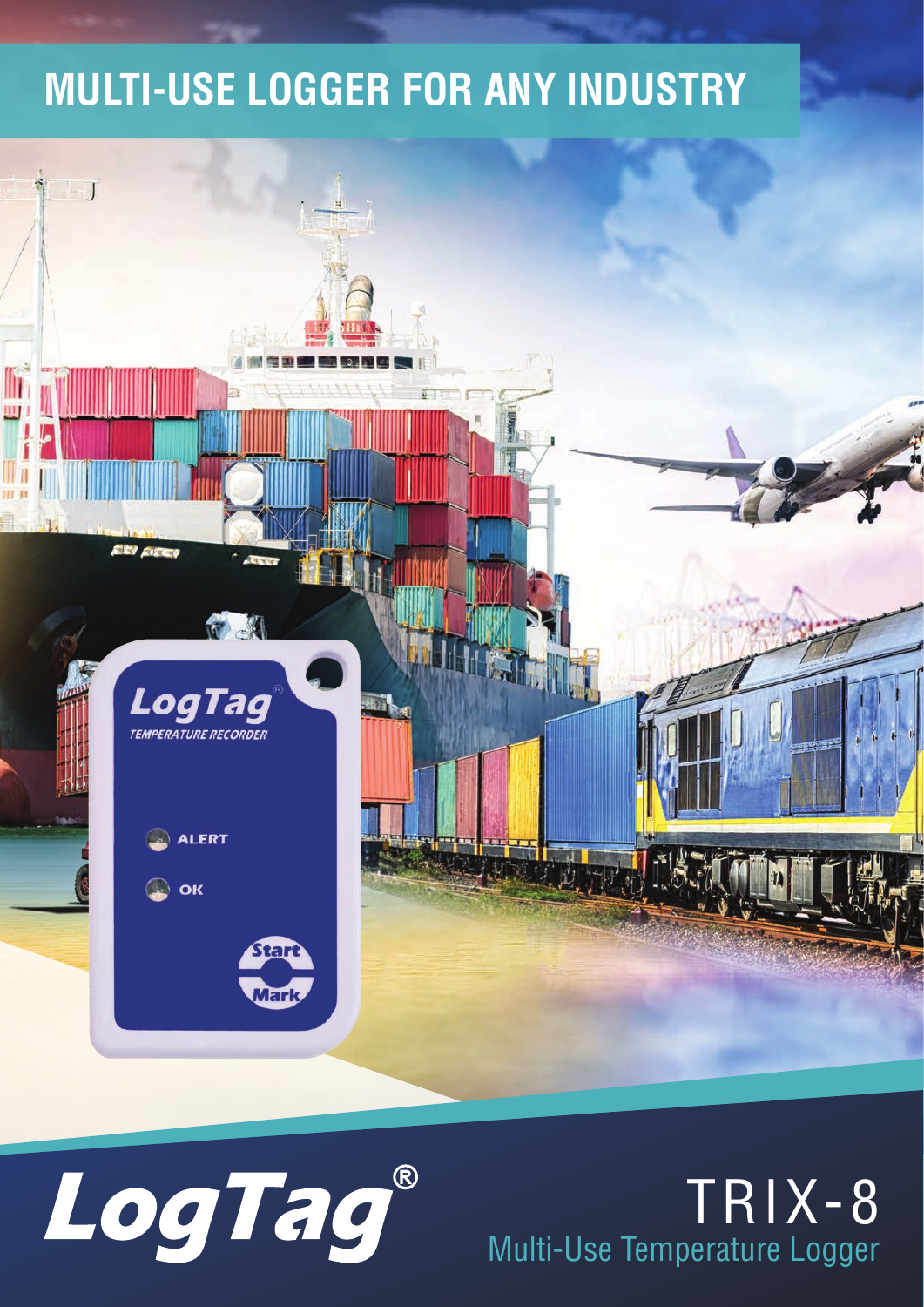# MULTI-USE LOGGER FOR ANY INDUSTRY

LogTag®

# TRIX-8

## Multi-Use Temperature Logger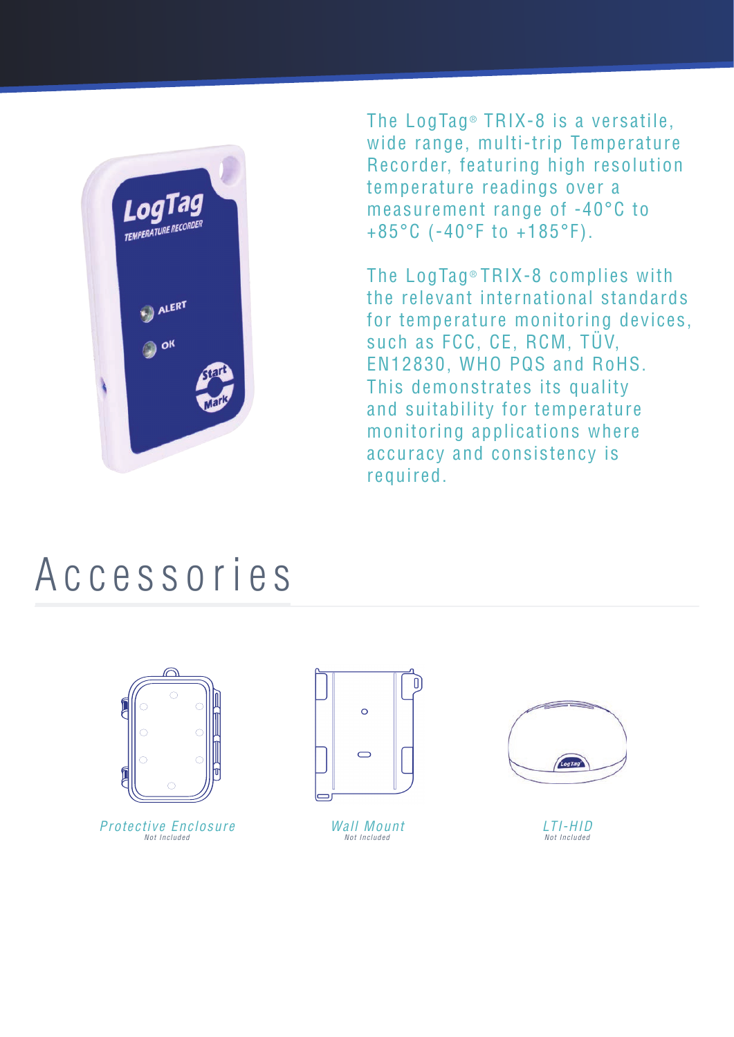The LogTag® TRIX-8 is a versatile, wide range, multi-trip Temperature Recorder, featuring high resolution temperature readings over a measurement range of -40°C to +85°C (-40°F to +185°F).

The LogTag® TRIX-8 complies with the relevant international standards for temperature monitoring devices, such as FCC, CE, RCM, TÜV, EN12830, WHO PQS and RoHS. This demonstrates its quality and suitability for temperature monitoring applications where accuracy and consistency is required.

# Accessories

*Protective Enclosure*
*Not Included*

*Wall Mount*
*Not Included*

*LTI-HID*
*Not Included*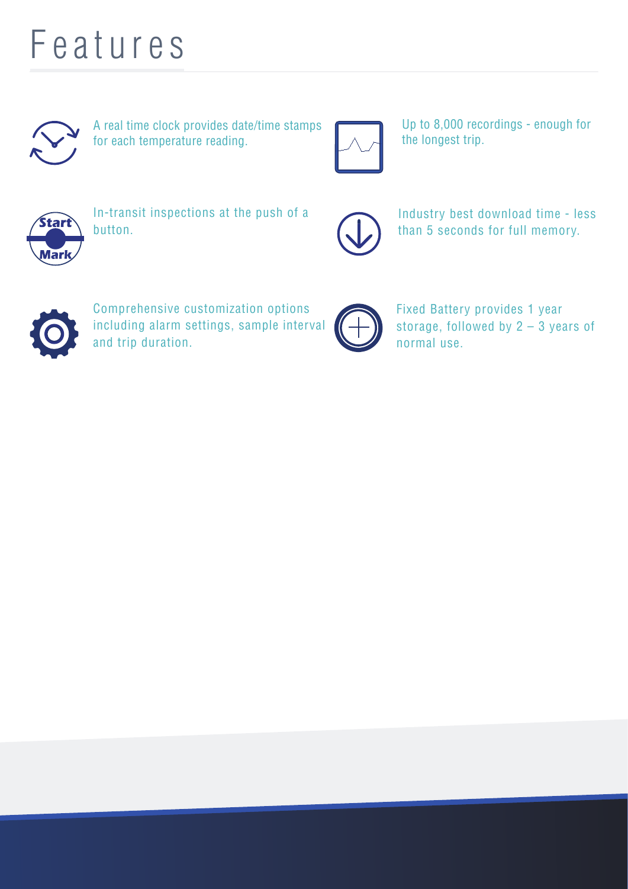# Features

A real time clock provides date/time stamps for each temperature reading.

Up to 8,000 recordings - enough for the longest trip.

In-transit inspections at the push of a button.

Industry best download time - less than 5 seconds for full memory.

Comprehensive customization options including alarm settings, sample interval and trip duration.

Fixed Battery provides 1 year storage, followed by 2 – 3 years of normal use.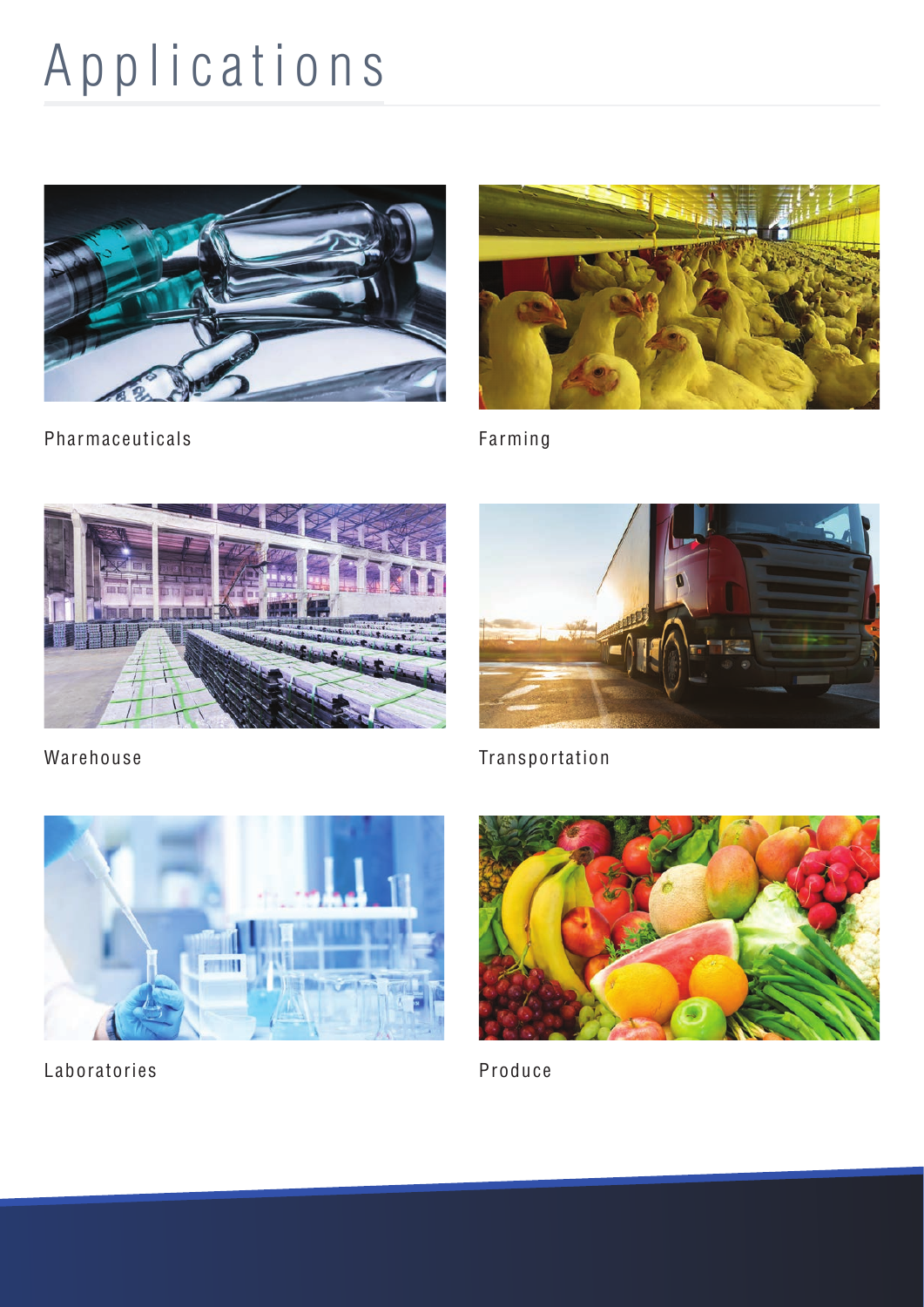# Applications

Pharmaceuticals

Farming

Warehouse

Transportation

Laboratories

Produce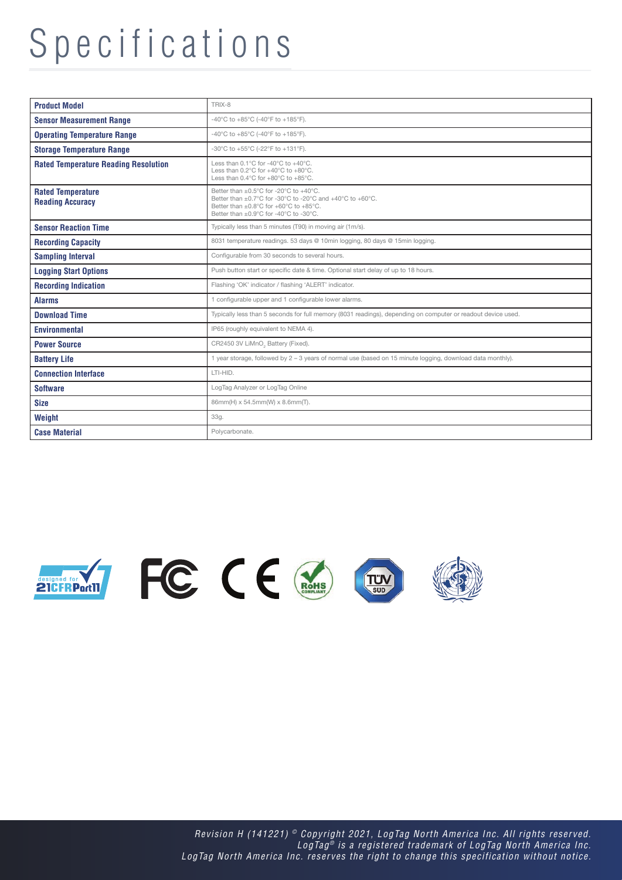# Specifications

| | |
|---|---|
| **Product Model** | TRIX-8 |
| **Sensor Measurement Range** | -40°C to +85°C (-40°F to +185°F). |
| **Operating Temperature Range** | -40°C to +85°C (-40°F to +185°F). |
| **Storage Temperature Range** | -30°C to +55°C (-22°F to +131°F). |
| **Rated Temperature Reading Resolution** | Less than 0.1°C for -40°C to +40°C.<br>Less than 0.2°C for +40°C to +80°C.<br>Less than 0.4°C for +80°C to +85°C. |
| **Rated Temperature Reading Accuracy** | Better than ±0.5°C for -20°C to +40°C.<br>Better than ±0.7°C for -30°C to -20°C and +40°C to +60°C.<br>Better than ±0.8°C for +60°C to +85°C.<br>Better than ±0.9°C for -40°C to -30°C. |
| **Sensor Reaction Time** | Typically less than 5 minutes (T90) in moving air (1m/s). |
| **Recording Capacity** | 8031 temperature readings. 53 days @ 10min logging, 80 days @ 15min logging. |
| **Sampling Interval** | Configurable from 30 seconds to several hours. |
| **Logging Start Options** | Push button start or specific date & time. Optional start delay of up to 18 hours. |
| **Recording Indication** | Flashing 'OK' indicator / flashing 'ALERT' indicator. |
| **Alarms** | 1 configurable upper and 1 configurable lower alarms. |
| **Download Time** | Typically less than 5 seconds for full memory (8031 readings), depending on computer or readout device used. |
| **Environmental** | IP65 (roughly equivalent to NEMA 4). |
| **Power Source** | CR2450 3V $LiMnO_2$ Battery (Fixed). |
| **Battery Life** | 1 year storage, followed by 2 – 3 years of normal use (based on 15 minute logging, download data monthly). |
| **Connection Interface** | LTI-HID. |
| **Software** | LogTag Analyzer or LogTag Online |
| **Size** | 86mm(H) x 54.5mm(W) x 8.6mm(T). |
| **Weight** | 33g. |
| **Case Material** | Polycarbonate. |

*Revision H (141221) © Copyright 2021, LogTag North America Inc. All rights reserved.*
*LogTag® is a registered trademark of LogTag North America Inc.*
*LogTag North America Inc. reserves the right to change this specification without notice.*